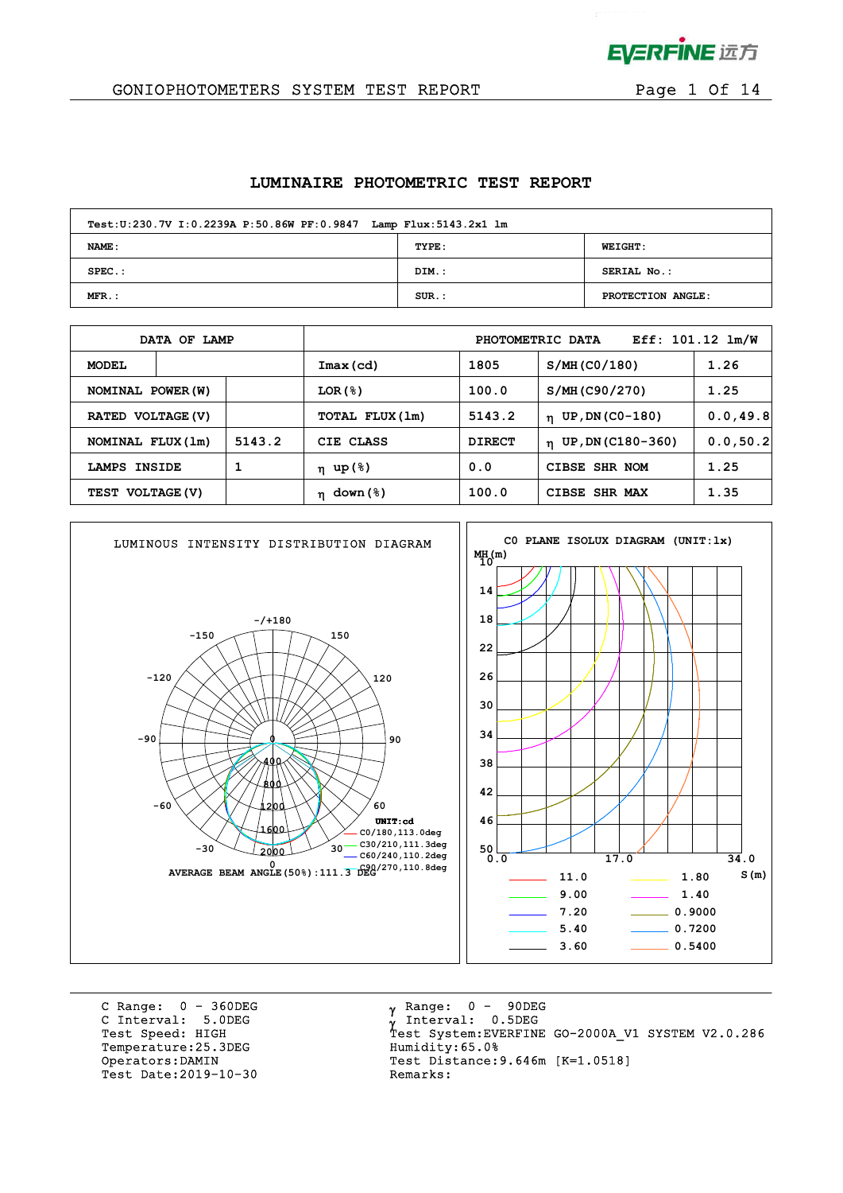EVERFINE 远方

GONIOPHOTOMETERS SYSTEM TEST REPORT

# LUMINAIRE PHOTOMETRIC TEST REPORT

| Test:U:230.7V I:0.2239A P:50.86W PF:0.9847 Lamp Flux:5143.2x1 lm | | |
|---|---|---|
| NAME: | TYPE: | WEIGHT: |
| SPEC.: | DIM.: | SERIAL No.: |
| MFR.: | SUR.: | PROTECTION ANGLE: |

| DATA OF LAMP | | PHOTOMETRIC DATA | Eff: 101.12 lm/W | | |
|---|---|---|---|---|---|
| MODEL | | Imax(cd) | 1805 | S/MH(C0/180) | 1.26 |
| NOMINAL POWER(W) | | LOR(%) | 100.0 | S/MH(C90/270) | 1.25 |
| RATED VOLTAGE(V) | | TOTAL FLUX(lm) | 5143.2 | η UP,DN(C0-180) | 0.0,49.8 |
| NOMINAL FLUX(lm) | 5143.2 | CIE CLASS | DIRECT | η UP,DN(C180-360) | 0.0,50.2 |
| LAMPS INSIDE | 1 | η up(%) | 0.0 | CIBSE SHR NOM | 1.25 |
| TEST VOLTAGE(V) | | η down(%) | 100.0 | CIBSE SHR MAX | 1.35 |

LUMINOUS INTENSITY DISTRIBUTION DIAGRAM

UNIT:cd
- C0/180,113.0deg
- C30/210,111.3deg
- C60/240,110.2deg
- C90/270,110.8deg

AVERAGE BEAM ANGLE(50%):111.3 DEG

C0 PLANE ISOLUX DIAGRAM (UNIT:lx)

| 11.0 | 1.80 |
|---|---|
| 9.00 | 1.40 |
| 7.20 | 0.9000 |
| 5.40 | 0.7200 |
| 3.60 | 0.5400 |

C Range: 0 - 360DEG
C Interval: 5.0DEG
Test Speed: HIGH
Temperature:25.3DEG
Operators:DAMIN
Test Date:2019-10-30

γ Range: 0 - 90DEG
γ Interval: 0.5DEG
Test System:EVERFINE GO-2000A_V1 SYSTEM V2.0.286
Humidity:65.0%
Test Distance:9.646m [K=1.0518]
Remarks: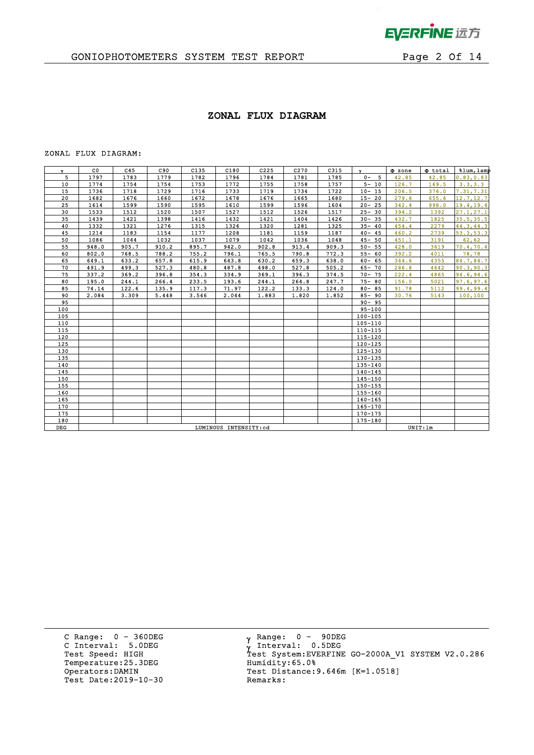## ZONAL FLUX DIAGRAM

ZONAL FLUX DIAGRAM:

| γ | C0 | C45 | C90 | C135 | C180 | C225 | C270 | C315 | γ | Φ zone | Φ total | %lum,lamp |
|---|---|---|---|---|---|---|---|---|---|---|---|---|
| 5 | 1797 | 1783 | 1779 | 1782 | 1796 | 1784 | 1781 | 1785 | 0- 5 | 42.85 | 42.85 | 0.83,0.83 |
| 10 | 1774 | 1754 | 1754 | 1753 | 1772 | 1755 | 1758 | 1757 | 5- 10 | 126.7 | 169.5 | 3.3,3.3 |
| 15 | 1736 | 1718 | 1729 | 1716 | 1733 | 1719 | 1734 | 1722 | 10- 15 | 206.5 | 376.0 | 7.31,7.31 |
| 20 | 1682 | 1676 | 1660 | 1672 | 1678 | 1676 | 1665 | 1680 | 15- 20 | 279.6 | 655.6 | 12.7,12.7 |
| 25 | 1614 | 1599 | 1590 | 1595 | 1610 | 1599 | 1596 | 1604 | 20- 25 | 342.4 | 998.0 | 19.4,19.4 |
| 30 | 1533 | 1512 | 1520 | 1507 | 1527 | 1512 | 1526 | 1517 | 25- 30 | 394.2 | 1392 | 27.1,27.1 |
| 35 | 1439 | 1421 | 1398 | 1416 | 1432 | 1421 | 1404 | 1426 | 30- 35 | 432.7 | 1825 | 35.5,35.5 |
| 40 | 1332 | 1321 | 1276 | 1315 | 1326 | 1320 | 1281 | 1325 | 35- 40 | 454.4 | 2279 | 44.3,44.3 |
| 45 | 1214 | 1183 | 1154 | 1177 | 1208 | 1181 | 1159 | 1187 | 40- 45 | 460.2 | 2739 | 53.3,53.3 |
| 50 | 1086 | 1044 | 1032 | 1037 | 1079 | 1042 | 1036 | 1048 | 45- 50 | 451.1 | 3191 | 62,62 |
| 55 | 948.0 | 905.7 | 910.2 | 895.7 | 942.0 | 902.8 | 913.4 | 909.3 | 50- 55 | 428.0 | 3619 | 70.4,70.4 |
| 60 | 802.0 | 768.5 | 788.2 | 755.2 | 796.1 | 765.5 | 790.8 | 772.3 | 55- 60 | 392.2 | 4011 | 78,78 |
| 65 | 649.1 | 633.2 | 657.8 | 615.9 | 643.8 | 630.2 | 659.3 | 638.0 | 60- 65 | 344.6 | 4355 | 84.7,84.7 |
| 70 | 491.9 | 499.3 | 527.3 | 480.8 | 487.8 | 498.0 | 527.8 | 505.2 | 65- 70 | 286.8 | 4642 | 90.3,90.3 |
| 75 | 337.2 | 369.2 | 396.8 | 354.3 | 334.9 | 369.1 | 396.3 | 374.5 | 70- 75 | 222.4 | 4865 | 94.6,94.6 |
| 80 | 195.0 | 244.1 | 266.4 | 233.5 | 193.6 | 244.1 | 264.8 | 247.7 | 75- 80 | 156.0 | 5021 | 97.6,97.6 |
| 85 | 74.14 | 122.6 | 135.9 | 117.3 | 71.97 | 122.2 | 133.3 | 124.0 | 80- 85 | 91.78 | 5112 | 99.4,99.4 |
| 90 | 2.084 | 3.309 | 5.448 | 3.546 | 2.044 | 1.883 | 1.820 | 1.852 | 85- 90 | 30.76 | 5143 | 100,100 |
| 95 | | | | | | | | | 90- 95 | | | |
| 100 | | | | | | | | | 95-100 | | | |
| 105 | | | | | | | | | 100-105 | | | |
| 110 | | | | | | | | | 105-110 | | | |
| 115 | | | | | | | | | 110-115 | | | |
| 120 | | | | | | | | | 115-120 | | | |
| 125 | | | | | | | | | 120-125 | | | |
| 130 | | | | | | | | | 125-130 | | | |
| 135 | | | | | | | | | 130-135 | | | |
| 140 | | | | | | | | | 135-140 | | | |
| 145 | | | | | | | | | 140-145 | | | |
| 150 | | | | | | | | | 145-150 | | | |
| 155 | | | | | | | | | 150-155 | | | |
| 160 | | | | | | | | | 155-160 | | | |
| 165 | | | | | | | | | 160-165 | | | |
| 170 | | | | | | | | | 165-170 | | | |
| 175 | | | | | | | | | 170-175 | | | |
| 180 | | | | | | | | | 175-180 | | | |
| DEG | LUMINOUS INTENSITY:cd | | | | | | | | | UNIT:lm | | |

C Range: 0 - 360DEG
C Interval: 5.0DEG
Test Speed: HIGH
Temperature:25.3DEG
Operators:DAMIN
Test Date:2019-10-30

γ Range: 0 - 90DEG
γ Interval: 0.5DEG
Test System:EVERFINE GO-2000A_V1 SYSTEM V2.0.286
Humidity:65.0%
Test Distance:9.646m [K=1.0518]
Remarks: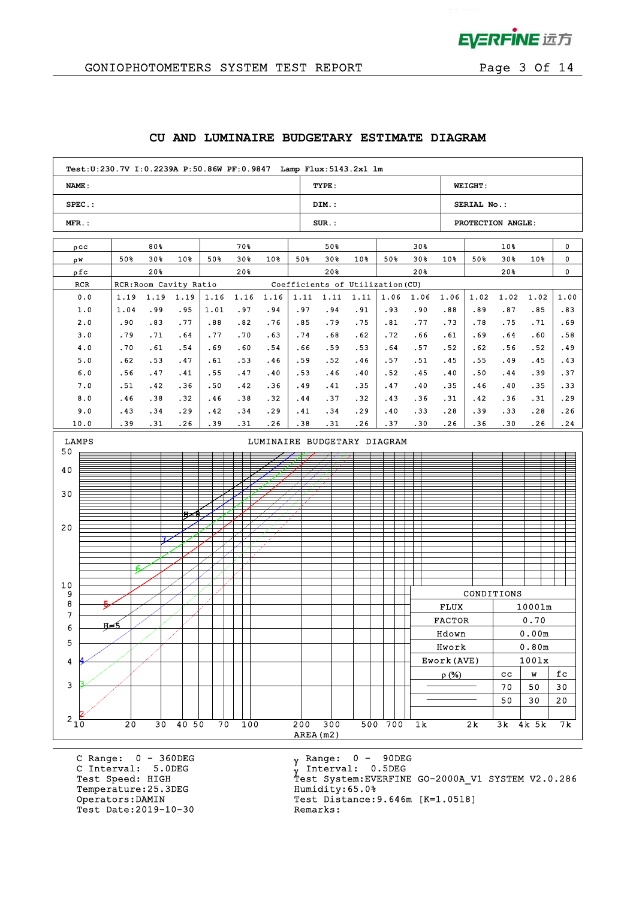# CU AND LUMINAIRE BUDGETARY ESTIMATE DIAGRAM

| Test:U:230.7V I:0.2239A P:50.86W PF:0.9847 Lamp Flux:5143.2x1 lm | | |
|---|---|---|
| NAME: | TYPE: | WEIGHT: |
| SPEC.: | DIM.: | SERIAL No.: |
| MFR.: | SUR.: | PROTECTION ANGLE: |

| ρcc | 80% | | | 70% | | | 50% | | | 30% | | | 10% | | | 0 |
|---|---|---|---|---|---|---|---|---|---|---|---|---|---|---|---|---|
| ρw | 50% | 30% | 10% | 50% | 30% | 10% | 50% | 30% | 10% | 50% | 30% | 10% | 50% | 30% | 10% | 0 |
| ρfc | | 20% | | | 20% | | | 20% | | | 20% | | | 20% | | 0 |
| RCR | RCR:Room Cavity Ratio | | | | | | Coefficients of Utilization(CU) | | | | | | | | | |
| 0.0 | 1.19 | 1.19 | 1.19 | 1.16 | 1.16 | 1.16 | 1.11 | 1.11 | 1.11 | 1.06 | 1.06 | 1.06 | 1.02 | 1.02 | 1.02 | 1.00 |
| 1.0 | 1.04 | .99 | .95 | 1.01 | .97 | .94 | .97 | .94 | .91 | .93 | .90 | .88 | .89 | .87 | .85 | .83 |
| 2.0 | .90 | .83 | .77 | .88 | .82 | .76 | .85 | .79 | .75 | .81 | .77 | .73 | .78 | .75 | .71 | .69 |
| 3.0 | .79 | .71 | .64 | .77 | .70 | .63 | .74 | .68 | .62 | .72 | .66 | .61 | .69 | .64 | .60 | .58 |
| 4.0 | .70 | .61 | .54 | .69 | .60 | .54 | .66 | .59 | .53 | .64 | .57 | .52 | .62 | .56 | .52 | .49 |
| 5.0 | .62 | .53 | .47 | .61 | .53 | .46 | .59 | .52 | .46 | .57 | .51 | .45 | .55 | .49 | .45 | .43 |
| 6.0 | .56 | .47 | .41 | .55 | .47 | .40 | .53 | .46 | .40 | .52 | .45 | .40 | .50 | .44 | .39 | .37 |
| 7.0 | .51 | .42 | .36 | .50 | .42 | .36 | .49 | .41 | .35 | .47 | .40 | .35 | .46 | .40 | .35 | .33 |
| 8.0 | .46 | .38 | .32 | .46 | .38 | .32 | .44 | .37 | .32 | .43 | .36 | .31 | .42 | .36 | .31 | .29 |
| 9.0 | .43 | .34 | .29 | .42 | .34 | .29 | .41 | .34 | .29 | .40 | .33 | .28 | .39 | .33 | .28 | .26 |
| 10.0 | .39 | .31 | .26 | .39 | .31 | .26 | .38 | .31 | .26 | .37 | .30 | .26 | .36 | .30 | .26 | .24 |

LUMINAIRE BUDGETARY DIAGRAM

LAMPS (2–50) vs AREA(m2) (10–7k); curves H=2 to H=8

| CONDITIONS | | | |
|---|---|---|---|
| FLUX | 1000lm | | |
| FACTOR | 0.70 | | |
| Hdown | 0.00m | | |
| Hwork | 0.80m | | |
| Ework(AVE) | 100lx | | |
| ρ(%) | cc | w | fc |
| | 70 | 50 | 30 |
| | 50 | 30 | 20 |

C Range: 0 - 360DEG
C Interval: 5.0DEG
Test Speed: HIGH
Temperature:25.3DEG
Operators:DAMIN
Test Date:2019-10-30

γ Range: 0 - 90DEG
γ Interval: 0.5DEG
Test System:EVERFINE GO-2000A_V1 SYSTEM V2.0.286
Humidity:65.0%
Test Distance:9.646m [K=1.0518]
Remarks: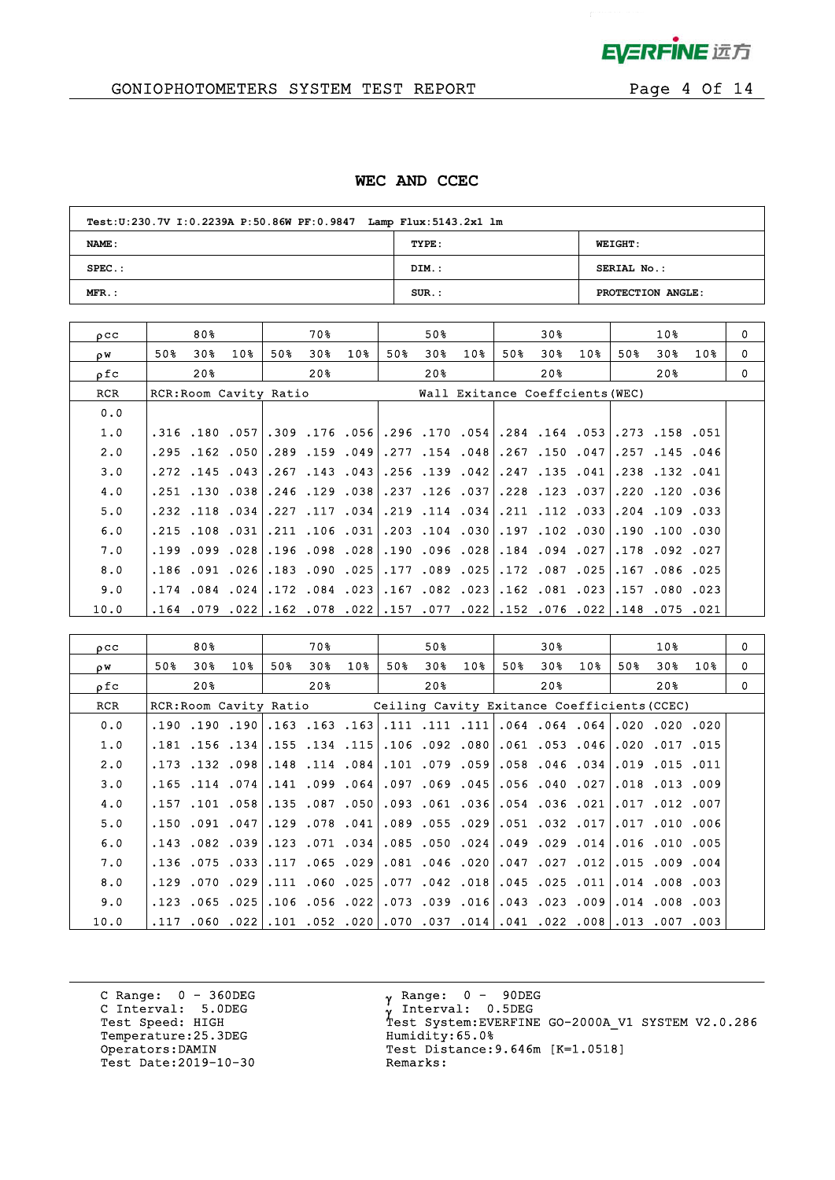# WEC AND CCEC

| Test:U:230.7V I:0.2239A P:50.86W PF:0.9847 Lamp Flux:5143.2x1 lm | | |
|---|---|---|
| NAME: | TYPE: | WEIGHT: |
| SPEC.: | DIM.: | SERIAL No.: |
| MFR.: | SUR.: | PROTECTION ANGLE: |

| ρcc | 80% | | | 70% | | | 50% | | | 30% | | | 10% | | | 0 |
|---|---|---|---|---|---|---|---|---|---|---|---|---|---|---|---|---|
| ρw | 50% | 30% | 10% | 50% | 30% | 10% | 50% | 30% | 10% | 50% | 30% | 10% | 50% | 30% | 10% | 0 |
| ρfc | 20% | | | 20% | | | 20% | | | 20% | | | 20% | | | 0 |
| RCR | RCR:Room Cavity Ratio | | | | | | Wall Exitance Coeffcients(WEC) | | | | | | | | | |
| 0.0 | | | | | | | | | | | | | | | | |
| 1.0 | .316 | .180 | .057 | .309 | .176 | .056 | .296 | .170 | .054 | .284 | .164 | .053 | .273 | .158 | .051 | |
| 2.0 | .295 | .162 | .050 | .289 | .159 | .049 | .277 | .154 | .048 | .267 | .150 | .047 | .257 | .145 | .046 | |
| 3.0 | .272 | .145 | .043 | .267 | .143 | .043 | .256 | .139 | .042 | .247 | .135 | .041 | .238 | .132 | .041 | |
| 4.0 | .251 | .130 | .038 | .246 | .129 | .038 | .237 | .126 | .037 | .228 | .123 | .037 | .220 | .120 | .036 | |
| 5.0 | .232 | .118 | .034 | .227 | .117 | .034 | .219 | .114 | .034 | .211 | .112 | .033 | .204 | .109 | .033 | |
| 6.0 | .215 | .108 | .031 | .211 | .106 | .031 | .203 | .104 | .030 | .197 | .102 | .030 | .190 | .100 | .030 | |
| 7.0 | .199 | .099 | .028 | .196 | .098 | .028 | .190 | .096 | .028 | .184 | .094 | .027 | .178 | .092 | .027 | |
| 8.0 | .186 | .091 | .026 | .183 | .090 | .025 | .177 | .089 | .025 | .172 | .087 | .025 | .167 | .086 | .025 | |
| 9.0 | .174 | .084 | .024 | .172 | .084 | .023 | .167 | .082 | .023 | .162 | .081 | .023 | .157 | .080 | .023 | |
| 10.0 | .164 | .079 | .022 | .162 | .078 | .022 | .157 | .077 | .022 | .152 | .076 | .022 | .148 | .075 | .021 | |

| ρcc | 80% | | | 70% | | | 50% | | | 30% | | | 10% | | | 0 |
|---|---|---|---|---|---|---|---|---|---|---|---|---|---|---|---|---|
| ρw | 50% | 30% | 10% | 50% | 30% | 10% | 50% | 30% | 10% | 50% | 30% | 10% | 50% | 30% | 10% | 0 |
| ρfc | 20% | | | 20% | | | 20% | | | 20% | | | 20% | | | 0 |
| RCR | RCR:Room Cavity Ratio | | | | | | Ceiling Cavity Exitance Coefficients(CCEC) | | | | | | | | | |
| 0.0 | .190 | .190 | .190 | .163 | .163 | .163 | .111 | .111 | .111 | .064 | .064 | .064 | .020 | .020 | .020 | |
| 1.0 | .181 | .156 | .134 | .155 | .134 | .115 | .106 | .092 | .080 | .061 | .053 | .046 | .020 | .017 | .015 | |
| 2.0 | .173 | .132 | .098 | .148 | .114 | .084 | .101 | .079 | .059 | .058 | .046 | .034 | .019 | .015 | .011 | |
| 3.0 | .165 | .114 | .074 | .141 | .099 | .064 | .097 | .069 | .045 | .056 | .040 | .027 | .018 | .013 | .009 | |
| 4.0 | .157 | .101 | .058 | .135 | .087 | .050 | .093 | .061 | .036 | .054 | .036 | .021 | .017 | .012 | .007 | |
| 5.0 | .150 | .091 | .047 | .129 | .078 | .041 | .089 | .055 | .029 | .051 | .032 | .017 | .017 | .010 | .006 | |
| 6.0 | .143 | .082 | .039 | .123 | .071 | .034 | .085 | .050 | .024 | .049 | .029 | .014 | .016 | .010 | .005 | |
| 7.0 | .136 | .075 | .033 | .117 | .065 | .029 | .081 | .046 | .020 | .047 | .027 | .012 | .015 | .009 | .004 | |
| 8.0 | .129 | .070 | .029 | .111 | .060 | .025 | .077 | .042 | .018 | .045 | .025 | .011 | .014 | .008 | .003 | |
| 9.0 | .123 | .065 | .025 | .106 | .056 | .022 | .073 | .039 | .016 | .043 | .023 | .009 | .014 | .008 | .003 | |
| 10.0 | .117 | .060 | .022 | .101 | .052 | .020 | .070 | .037 | .014 | .041 | .022 | .008 | .013 | .007 | .003 | |

C Range: 0 - 360DEG
C Interval: 5.0DEG
Test Speed: HIGH
Temperature:25.3DEG
Operators:DAMIN
Test Date:2019-10-30

γ Range: 0 - 90DEG
γ Interval: 0.5DEG
Test System:EVERFINE GO-2000A_V1 SYSTEM V2.0.286
Humidity:65.0%
Test Distance:9.646m [K=1.0518]
Remarks: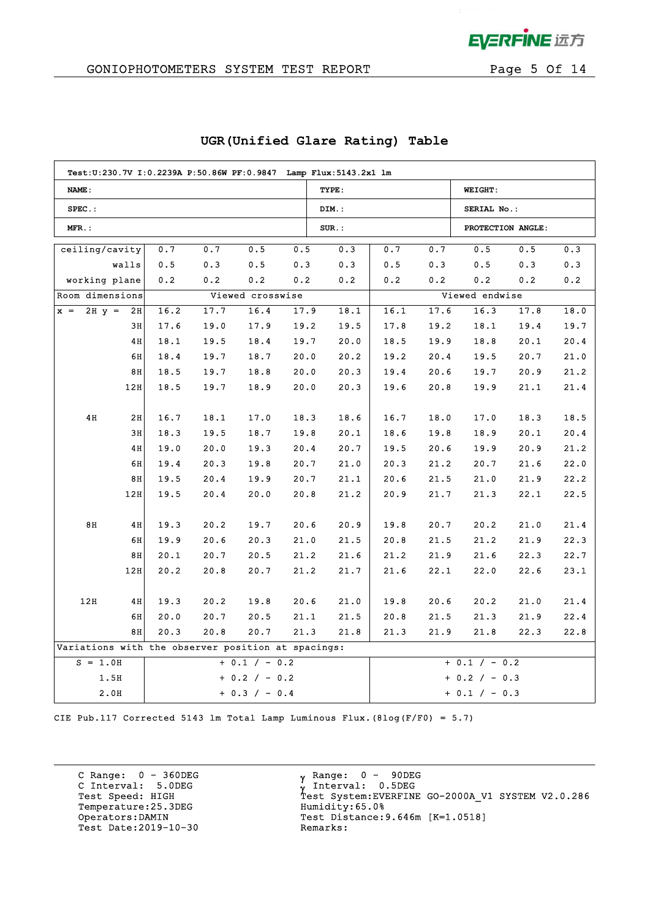## UGR(Unified Glare Rating) Table

| Test:U:230.7V I:0.2239A P:50.86W PF:0.9847 Lamp Flux:5143.2x1 lm | | |
|---|---|---|
| NAME: | TYPE: | WEIGHT: |
| SPEC.: | DIM.: | SERIAL No.: |
| MFR.: | SUR.: | PROTECTION ANGLE: |

| ceiling/cavity | 0.7 | 0.7 | 0.5 | 0.5 | 0.3 | 0.7 | 0.7 | 0.5 | 0.5 | 0.3 |
|---|---|---|---|---|---|---|---|---|---|---|
| walls | 0.5 | 0.3 | 0.5 | 0.3 | 0.3 | 0.5 | 0.3 | 0.5 | 0.3 | 0.3 |
| working plane | 0.2 | 0.2 | 0.2 | 0.2 | 0.2 | 0.2 | 0.2 | 0.2 | 0.2 | 0.2 |
| Room dimensions | Viewed crosswise | | | | | Viewed endwise | | | | |
| x = 2H y = 2H | 16.2 | 17.7 | 16.4 | 17.9 | 18.1 | 16.1 | 17.6 | 16.3 | 17.8 | 18.0 |
| 3H | 17.6 | 19.0 | 17.9 | 19.2 | 19.5 | 17.8 | 19.2 | 18.1 | 19.4 | 19.7 |
| 4H | 18.1 | 19.5 | 18.4 | 19.7 | 20.0 | 18.5 | 19.9 | 18.8 | 20.1 | 20.4 |
| 6H | 18.4 | 19.7 | 18.7 | 20.0 | 20.2 | 19.2 | 20.4 | 19.5 | 20.7 | 21.0 |
| 8H | 18.5 | 19.7 | 18.8 | 20.0 | 20.3 | 19.4 | 20.6 | 19.7 | 20.9 | 21.2 |
| 12H | 18.5 | 19.7 | 18.9 | 20.0 | 20.3 | 19.6 | 20.8 | 19.9 | 21.1 | 21.4 |
| 4H 2H | 16.7 | 18.1 | 17.0 | 18.3 | 18.6 | 16.7 | 18.0 | 17.0 | 18.3 | 18.5 |
| 3H | 18.3 | 19.5 | 18.7 | 19.8 | 20.1 | 18.6 | 19.8 | 18.9 | 20.1 | 20.4 |
| 4H | 19.0 | 20.0 | 19.3 | 20.4 | 20.7 | 19.5 | 20.6 | 19.9 | 20.9 | 21.2 |
| 6H | 19.4 | 20.3 | 19.8 | 20.7 | 21.0 | 20.3 | 21.2 | 20.7 | 21.6 | 22.0 |
| 8H | 19.5 | 20.4 | 19.9 | 20.7 | 21.1 | 20.6 | 21.5 | 21.0 | 21.9 | 22.2 |
| 12H | 19.5 | 20.4 | 20.0 | 20.8 | 21.2 | 20.9 | 21.7 | 21.3 | 22.1 | 22.5 |
| 8H 4H | 19.3 | 20.2 | 19.7 | 20.6 | 20.9 | 19.8 | 20.7 | 20.2 | 21.0 | 21.4 |
| 6H | 19.9 | 20.6 | 20.3 | 21.0 | 21.5 | 20.8 | 21.5 | 21.2 | 21.9 | 22.3 |
| 8H | 20.1 | 20.7 | 20.5 | 21.2 | 21.6 | 21.2 | 21.9 | 21.6 | 22.3 | 22.7 |
| 12H | 20.2 | 20.8 | 20.7 | 21.2 | 21.7 | 21.6 | 22.1 | 22.0 | 22.6 | 23.1 |
| 12H 4H | 19.3 | 20.2 | 19.8 | 20.6 | 21.0 | 19.8 | 20.6 | 20.2 | 21.0 | 21.4 |
| 6H | 20.0 | 20.7 | 20.5 | 21.1 | 21.5 | 20.8 | 21.5 | 21.3 | 21.9 | 22.4 |
| 8H | 20.3 | 20.8 | 20.7 | 21.3 | 21.8 | 21.3 | 21.9 | 21.8 | 22.3 | 22.8 |
| Variations with the observer position at spacings: | | | | | | | | | | |
| S = 1.0H | + 0.1 / - 0.2 | | | | | + 0.1 / - 0.2 | | | | |
| 1.5H | + 0.2 / - 0.2 | | | | | + 0.2 / - 0.3 | | | | |
| 2.0H | + 0.3 / - 0.4 | | | | | + 0.1 / - 0.3 | | | | |

CIE Pub.117 Corrected 5143 lm Total Lamp Luminous Flux.(8log(F/F0) = 5.7)

C Range: 0 - 360DEG
C Interval: 5.0DEG
Test Speed: HIGH
Temperature:25.3DEG
Operators:DAMIN
Test Date:2019-10-30

γ Range: 0 - 90DEG
γ Interval: 0.5DEG
Test System:EVERFINE GO-2000A_V1 SYSTEM V2.0.286
Humidity:65.0%
Test Distance:9.646m [K=1.0518]
Remarks: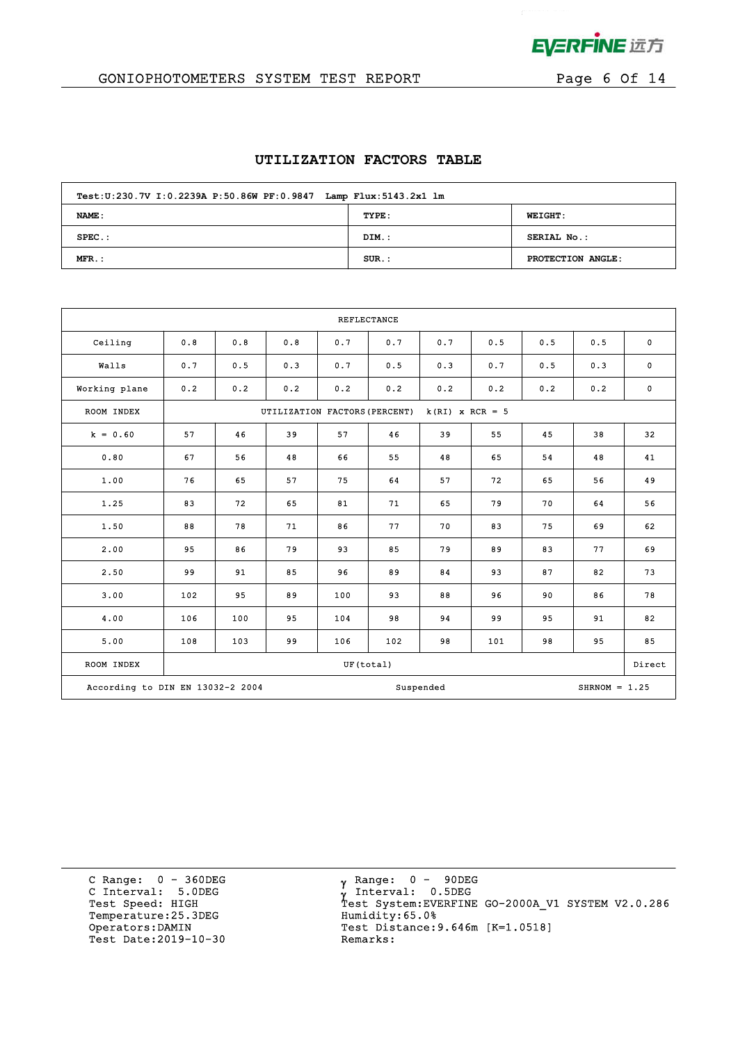## UTILIZATION FACTORS TABLE

| Test:U:230.7V I:0.2239A P:50.86W PF:0.9847 Lamp Flux:5143.2x1 lm | | |
|---|---|---|
| **NAME:** | **TYPE:** | **WEIGHT:** |
| **SPEC.:** | **DIM.:** | **SERIAL No.:** |
| **MFR.:** | **SUR.:** | **PROTECTION ANGLE:** |

| REFLECTANCE | | | | | | | | | | |
|---|---|---|---|---|---|---|---|---|---|---|
| Ceiling | 0.8 | 0.8 | 0.8 | 0.7 | 0.7 | 0.7 | 0.5 | 0.5 | 0.5 | 0 |
| Walls | 0.7 | 0.5 | 0.3 | 0.7 | 0.5 | 0.3 | 0.7 | 0.5 | 0.3 | 0 |
| Working plane | 0.2 | 0.2 | 0.2 | 0.2 | 0.2 | 0.2 | 0.2 | 0.2 | 0.2 | 0 |
| ROOM INDEX | UTILIZATION FACTORS(PERCENT) k(RI) x RCR = 5 | | | | | | | | | |
| k = 0.60 | 57 | 46 | 39 | 57 | 46 | 39 | 55 | 45 | 38 | 32 |
| 0.80 | 67 | 56 | 48 | 66 | 55 | 48 | 65 | 54 | 48 | 41 |
| 1.00 | 76 | 65 | 57 | 75 | 64 | 57 | 72 | 65 | 56 | 49 |
| 1.25 | 83 | 72 | 65 | 81 | 71 | 65 | 79 | 70 | 64 | 56 |
| 1.50 | 88 | 78 | 71 | 86 | 77 | 70 | 83 | 75 | 69 | 62 |
| 2.00 | 95 | 86 | 79 | 93 | 85 | 79 | 89 | 83 | 77 | 69 |
| 2.50 | 99 | 91 | 85 | 96 | 89 | 84 | 93 | 87 | 82 | 73 |
| 3.00 | 102 | 95 | 89 | 100 | 93 | 88 | 96 | 90 | 86 | 78 |
| 4.00 | 106 | 100 | 95 | 104 | 98 | 94 | 99 | 95 | 91 | 82 |
| 5.00 | 108 | 103 | 99 | 106 | 102 | 98 | 101 | 98 | 95 | 85 |
| ROOM INDEX | UF(total) | | | | | | | | | Direct |
| According to DIN EN 13032-2 2004 | | | | Suspended | | | | SHRNOM = 1.25 | | |

C Range: 0 - 360DEG
C Interval: 5.0DEG
Test Speed: HIGH
Temperature:25.3DEG
Operators:DAMIN
Test Date:2019-10-30

γ Range: 0 - 90DEG
γ Interval: 0.5DEG
Test System:EVERFINE GO-2000A_V1 SYSTEM V2.0.286
Humidity:65.0%
Test Distance:9.646m [K=1.0518]
Remarks: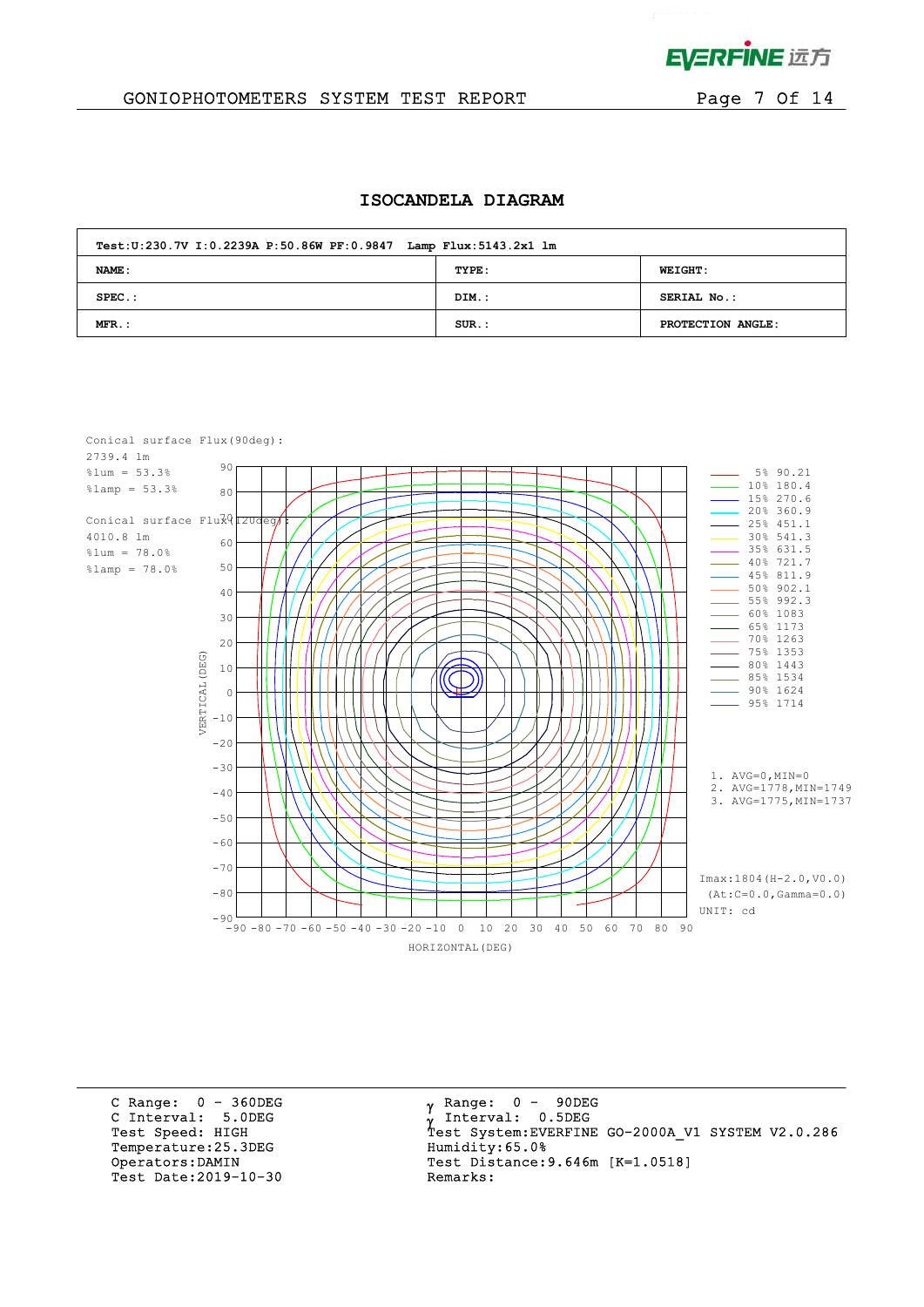## ISOCANDELA DIAGRAM

| Test:U:230.7V I:0.2239A P:50.86W PF:0.9847 Lamp Flux:5143.2x1 lm | | |
|---|---|---|
| NAME: | TYPE: | WEIGHT: |
| SPEC.: | DIM.: | SERIAL No.: |
| MFR.: | SUR.: | PROTECTION ANGLE: |

Conical surface Flux(90deg):
2739.4 lm
%lum = 53.3%
%lamp = 53.3%

Conical surface Flux(120deg):
4010.8 lm
%lum = 78.0%
%lamp = 78.0%

| % | cd |
|---|---|
| 5% | 90.21 |
| 10% | 180.4 |
| 15% | 270.6 |
| 20% | 360.9 |
| 25% | 451.1 |
| 30% | 541.3 |
| 35% | 631.5 |
| 40% | 721.7 |
| 45% | 811.9 |
| 50% | 902.1 |
| 55% | 992.3 |
| 60% | 1083 |
| 65% | 1173 |
| 70% | 1263 |
| 75% | 1353 |
| 80% | 1443 |
| 85% | 1534 |
| 90% | 1624 |
| 95% | 1714 |

1. AVG=0,MIN=0
2. AVG=1778,MIN=1749
3. AVG=1775,MIN=1737

Imax:1804(H-2.0,V0.0)
(At:C=0.0,Gamma=0.0)
UNIT: cd

VERTICAL(DEG)
HORIZONTAL(DEG)

C Range: 0 - 360DEG
C Interval: 5.0DEG
Test Speed: HIGH
Temperature:25.3DEG
Operators:DAMIN
Test Date:2019-10-30

$\gamma$ Range: 0 - 90DEG
$\gamma$ Interval: 0.5DEG
Test System:EVERFINE GO-2000A_V1 SYSTEM V2.0.286
Humidity:65.0%
Test Distance:9.646m [K=1.0518]
Remarks: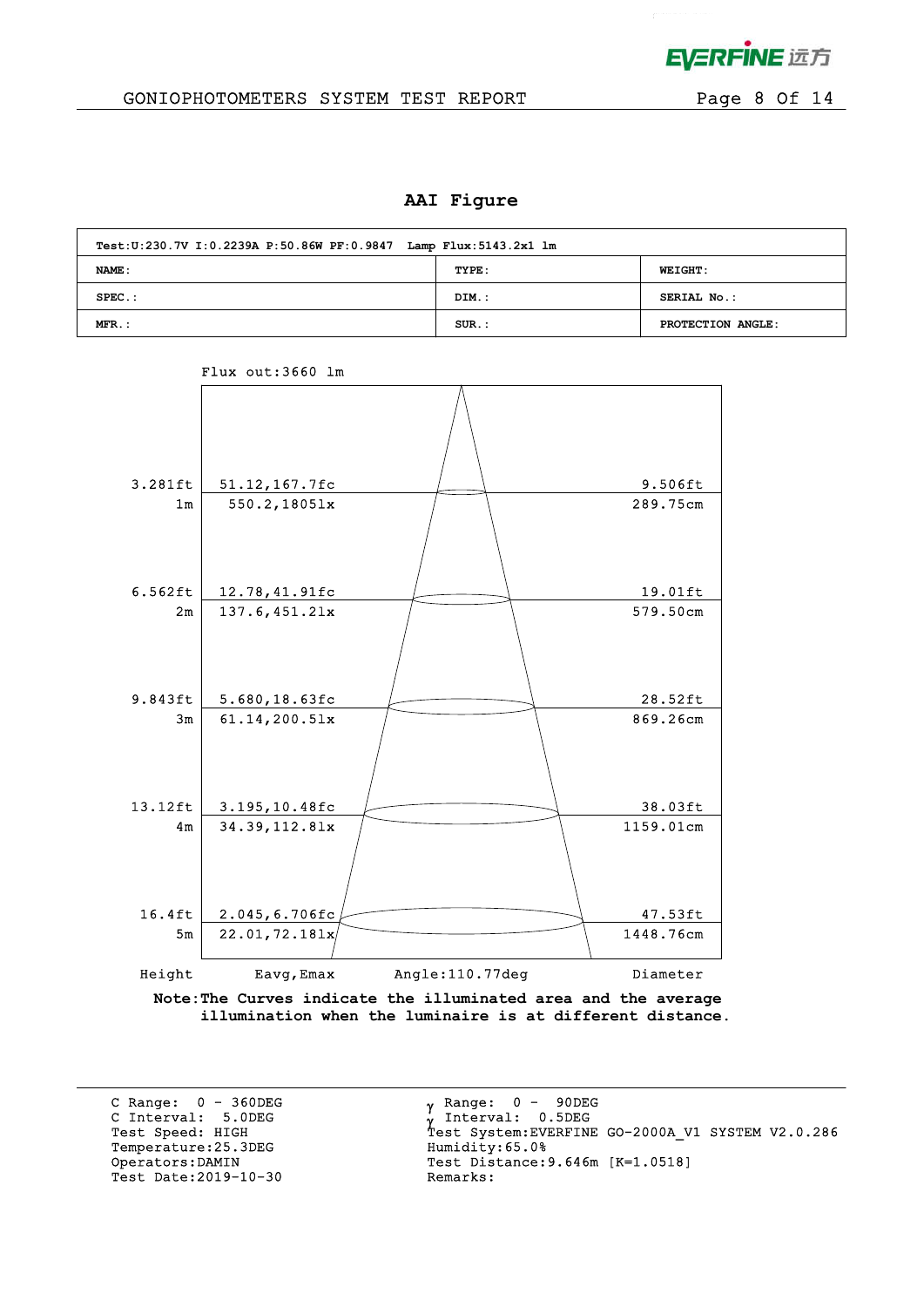## AAI Figure

| Test:U:230.7V I:0.2239A P:50.86W PF:0.9847 Lamp Flux:5143.2x1 lm | | |
|---|---|---|
| NAME: | TYPE: | WEIGHT: |
| SPEC.: | DIM.: | SERIAL No.: |
| MFR.: | SUR.: | PROTECTION ANGLE: |

Flux out:3660 lm

| Height | Eavg,Emax | Diameter |
|---|---|---|
| 3.281ft / 1m | 51.12,167.7fc / 550.2,1805lx | 9.506ft / 289.75cm |
| 6.562ft / 2m | 12.78,41.91fc / 137.6,451.2lx | 19.01ft / 579.50cm |
| 9.843ft / 3m | 5.680,18.63fc / 61.14,200.5lx | 28.52ft / 869.26cm |
| 13.12ft / 4m | 3.195,10.48fc / 34.39,112.8lx | 38.03ft / 1159.01cm |
| 16.4ft / 5m | 2.045,6.706fc / 22.01,72.18lx | 47.53ft / 1448.76cm |

Angle:110.77deg

**Note:The Curves indicate the illuminated area and the average illumination when the luminaire is at different distance.**

C Range: 0 - 360DEG
C Interval: 5.0DEG
Test Speed: HIGH
Temperature:25.3DEG
Operators:DAMIN
Test Date:2019-10-30

$\gamma$ Range: 0 - 90DEG
$\gamma$ Interval: 0.5DEG
Test System:EVERFINE GO-2000A_V1 SYSTEM V2.0.286
Humidity:65.0%
Test Distance:9.646m [K=1.0518]
Remarks: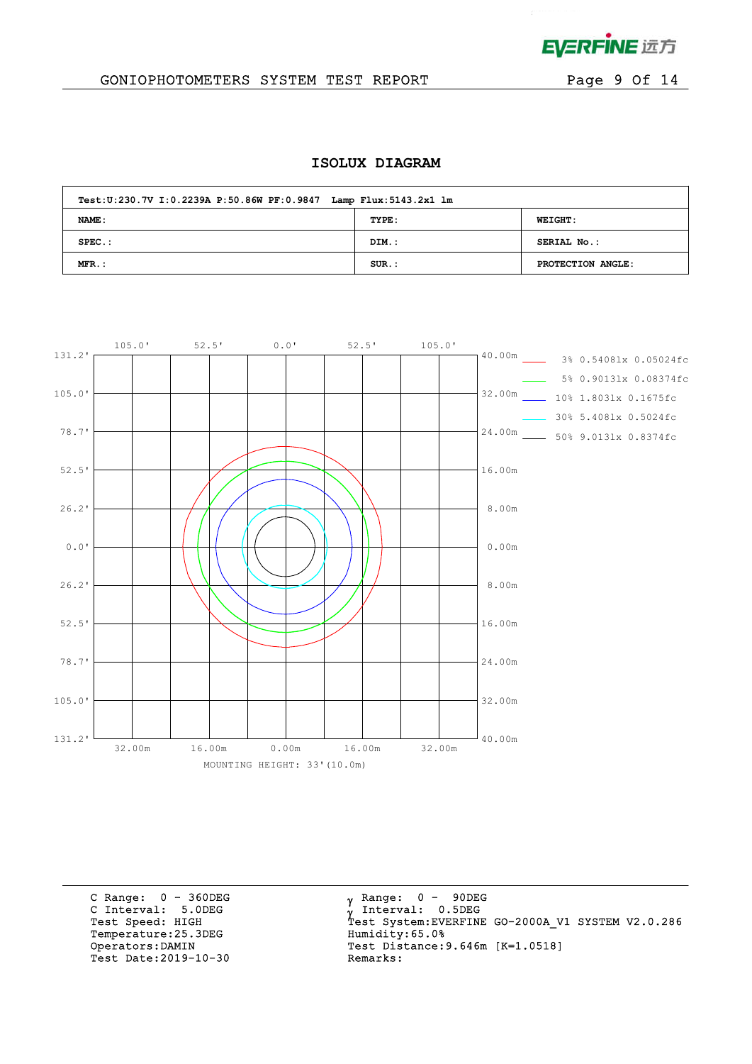## ISOLUX DIAGRAM

| Test:U:230.7V I:0.2239A P:50.86W PF:0.9847 Lamp Flux:5143.2x1 lm | | |
|---|---|---|
| **NAME:** | **TYPE:** | **WEIGHT:** |
| **SPEC.:** | **DIM.:** | **SERIAL No.:** |
| **MFR.:** | **SUR.:** | **PROTECTION ANGLE:** |

- 3% 0.5408lx 0.05024fc
- 5% 0.9013lx 0.08374fc
- 10% 1.8031x 0.1675fc
- 30% 5.4081x 0.5024fc
- 50% 9.0131x 0.8374fc

MOUNTING HEIGHT: 33'(10.0m)

C Range: 0 - 360DEG
C Interval: 5.0DEG
Test Speed: HIGH
Temperature:25.3DEG
Operators:DAMIN
Test Date:2019-10-30

γ Range: 0 - 90DEG
γ Interval: 0.5DEG
Test System:EVERFINE GO-2000A_V1 SYSTEM V2.0.286
Humidity:65.0%
Test Distance:9.646m [K=1.0518]
Remarks: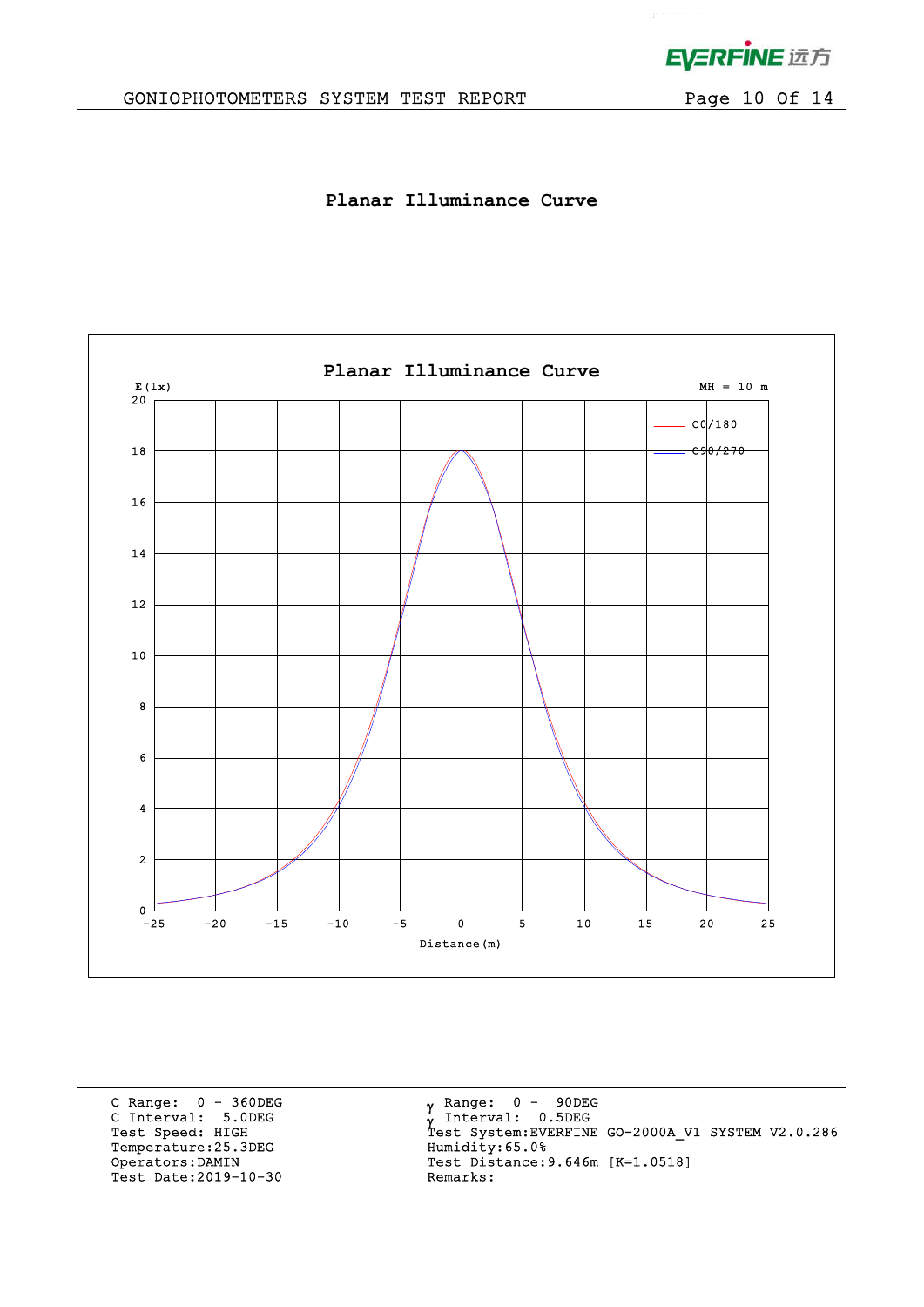# Planar Illuminance Curve

## Planar Illuminance Curve

E(lx)

MH = 10 m

— C0/180
— C90/270

Distance(m)

C Range: 0 - 360DEG
C Interval: 5.0DEG
Test Speed: HIGH
Temperature:25.3DEG
Operators:DAMIN
Test Date:2019-10-30

γ Range: 0 - 90DEG
γ Interval: 0.5DEG
Test System:EVERFINE GO-2000A_V1 SYSTEM V2.0.286
Humidity:65.0%
Test Distance:9.646m [K=1.0518]
Remarks: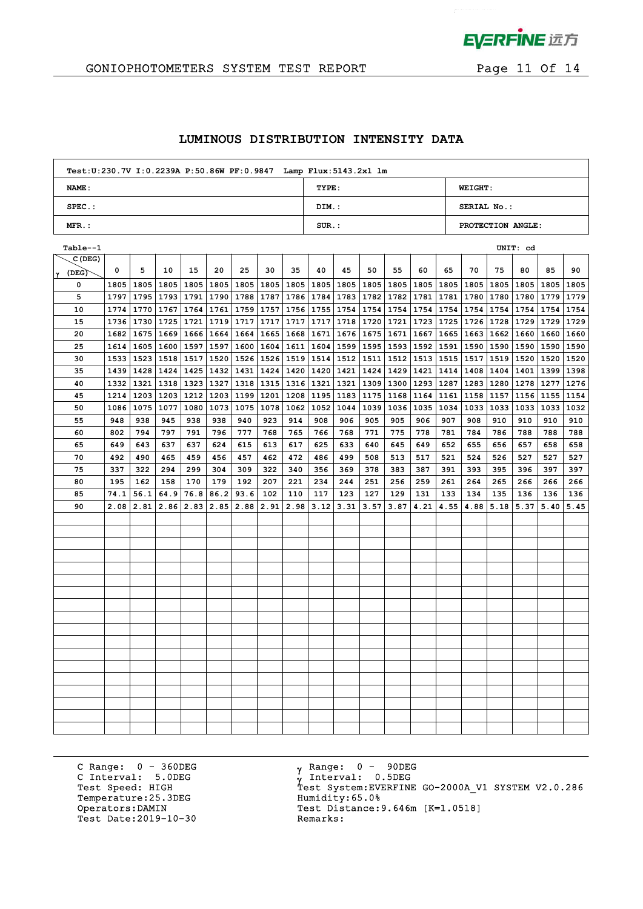## LUMINOUS DISTRIBUTION INTENSITY DATA

| Test:U:230.7V I:0.2239A P:50.86W PF:0.9847 Lamp Flux:5143.2x1 lm | | |
|---|---|---|
| NAME: | TYPE: | WEIGHT: |
| SPEC.: | DIM.: | SERIAL No.: |
| MFR.: | SUR.: | PROTECTION ANGLE: |

Table--1 UNIT: cd

| γ (DEG) \ C (DEG) | 0 | 5 | 10 | 15 | 20 | 25 | 30 | 35 | 40 | 45 | 50 | 55 | 60 | 65 | 70 | 75 | 80 | 85 | 90 |
|---|---|---|---|---|---|---|---|---|---|---|---|---|---|---|---|---|---|---|---|
| 0 | 1805 | 1805 | 1805 | 1805 | 1805 | 1805 | 1805 | 1805 | 1805 | 1805 | 1805 | 1805 | 1805 | 1805 | 1805 | 1805 | 1805 | 1805 | 1805 |
| 5 | 1797 | 1795 | 1793 | 1791 | 1790 | 1788 | 1787 | 1786 | 1784 | 1783 | 1782 | 1782 | 1781 | 1781 | 1780 | 1780 | 1780 | 1779 | 1779 |
| 10 | 1774 | 1770 | 1767 | 1764 | 1761 | 1759 | 1757 | 1756 | 1755 | 1754 | 1754 | 1754 | 1754 | 1754 | 1754 | 1754 | 1754 | 1754 | 1754 |
| 15 | 1736 | 1730 | 1725 | 1721 | 1719 | 1717 | 1717 | 1717 | 1717 | 1718 | 1720 | 1721 | 1723 | 1725 | 1726 | 1728 | 1729 | 1729 | 1729 |
| 20 | 1682 | 1675 | 1669 | 1666 | 1664 | 1664 | 1665 | 1668 | 1671 | 1676 | 1675 | 1671 | 1667 | 1665 | 1663 | 1662 | 1660 | 1660 | 1660 |
| 25 | 1614 | 1605 | 1600 | 1597 | 1597 | 1600 | 1604 | 1611 | 1604 | 1599 | 1595 | 1593 | 1592 | 1591 | 1590 | 1590 | 1590 | 1590 | 1590 |
| 30 | 1533 | 1523 | 1518 | 1517 | 1520 | 1526 | 1526 | 1519 | 1514 | 1512 | 1511 | 1512 | 1513 | 1515 | 1517 | 1519 | 1520 | 1520 | 1520 |
| 35 | 1439 | 1428 | 1424 | 1425 | 1432 | 1431 | 1424 | 1420 | 1420 | 1421 | 1424 | 1429 | 1421 | 1414 | 1408 | 1404 | 1401 | 1399 | 1398 |
| 40 | 1332 | 1321 | 1318 | 1323 | 1327 | 1318 | 1315 | 1316 | 1321 | 1321 | 1309 | 1300 | 1293 | 1287 | 1283 | 1280 | 1278 | 1277 | 1276 |
| 45 | 1214 | 1203 | 1203 | 1212 | 1203 | 1199 | 1201 | 1208 | 1195 | 1183 | 1175 | 1168 | 1164 | 1161 | 1158 | 1157 | 1156 | 1155 | 1154 |
| 50 | 1086 | 1075 | 1077 | 1080 | 1073 | 1075 | 1078 | 1062 | 1052 | 1044 | 1039 | 1036 | 1035 | 1034 | 1033 | 1033 | 1033 | 1033 | 1032 |
| 55 | 948 | 938 | 945 | 938 | 938 | 940 | 923 | 914 | 908 | 906 | 905 | 905 | 906 | 907 | 908 | 910 | 910 | 910 | 910 |
| 60 | 802 | 794 | 797 | 791 | 796 | 777 | 768 | 765 | 766 | 768 | 771 | 775 | 778 | 781 | 784 | 786 | 788 | 788 | 788 |
| 65 | 649 | 643 | 637 | 637 | 624 | 615 | 613 | 617 | 625 | 633 | 640 | 645 | 649 | 652 | 655 | 656 | 657 | 658 | 658 |
| 70 | 492 | 490 | 465 | 459 | 456 | 457 | 462 | 472 | 486 | 499 | 508 | 513 | 517 | 521 | 524 | 526 | 527 | 527 | 527 |
| 75 | 337 | 322 | 294 | 299 | 304 | 309 | 322 | 340 | 356 | 369 | 378 | 383 | 387 | 391 | 393 | 395 | 396 | 397 | 397 |
| 80 | 195 | 162 | 158 | 170 | 179 | 192 | 207 | 221 | 234 | 244 | 251 | 256 | 259 | 261 | 264 | 265 | 266 | 266 | 266 |
| 85 | 74.1 | 56.1 | 64.9 | 76.8 | 86.2 | 93.6 | 102 | 110 | 117 | 123 | 127 | 129 | 131 | 133 | 134 | 135 | 136 | 136 | 136 |
| 90 | 2.08 | 2.81 | 2.86 | 2.83 | 2.85 | 2.88 | 2.91 | 2.98 | 3.12 | 3.31 | 3.57 | 3.87 | 4.21 | 4.55 | 4.88 | 5.18 | 5.37 | 5.40 | 5.45 |

C Range: 0 - 360DEG
C Interval: 5.0DEG
Test Speed: HIGH
Temperature:25.3DEG
Operators:DAMIN
Test Date:2019-10-30

γ Range: 0 - 90DEG
γ Interval: 0.5DEG
Test System:EVERFINE GO-2000A_V1 SYSTEM V2.0.286
Humidity:65.0%
Test Distance:9.646m [K=1.0518]
Remarks: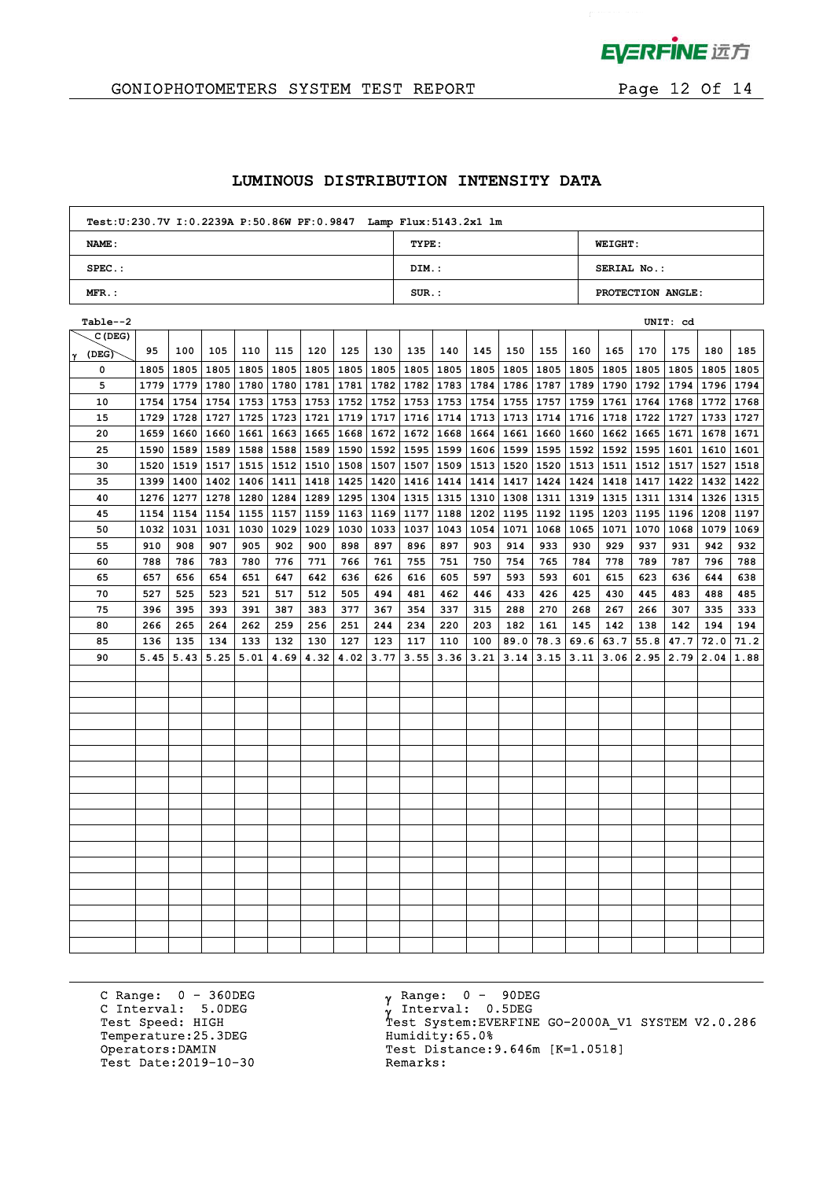## LUMINOUS DISTRIBUTION INTENSITY DATA

| Test:U:230.7V I:0.2239A P:50.86W PF:0.9847 Lamp Flux:5143.2x1 lm | | |
|---|---|---|
| NAME: | TYPE: | WEIGHT: |
| SPEC.: | DIM.: | SERIAL No.: |
| MFR.: | SUR.: | PROTECTION ANGLE: |

Table--2 UNIT: cd

| γ (DEG) \ C (DEG) | 95 | 100 | 105 | 110 | 115 | 120 | 125 | 130 | 135 | 140 | 145 | 150 | 155 | 160 | 165 | 170 | 175 | 180 | 185 |
|---|---|---|---|---|---|---|---|---|---|---|---|---|---|---|---|---|---|---|---|
| 0 | 1805 | 1805 | 1805 | 1805 | 1805 | 1805 | 1805 | 1805 | 1805 | 1805 | 1805 | 1805 | 1805 | 1805 | 1805 | 1805 | 1805 | 1805 | 1805 |
| 5 | 1779 | 1779 | 1780 | 1780 | 1780 | 1781 | 1781 | 1782 | 1782 | 1783 | 1784 | 1786 | 1787 | 1789 | 1790 | 1792 | 1794 | 1796 | 1794 |
| 10 | 1754 | 1754 | 1754 | 1753 | 1753 | 1753 | 1752 | 1752 | 1753 | 1753 | 1754 | 1755 | 1757 | 1759 | 1761 | 1764 | 1768 | 1772 | 1768 |
| 15 | 1729 | 1728 | 1727 | 1725 | 1723 | 1721 | 1719 | 1717 | 1716 | 1714 | 1713 | 1713 | 1714 | 1716 | 1718 | 1722 | 1727 | 1733 | 1727 |
| 20 | 1659 | 1660 | 1660 | 1661 | 1663 | 1665 | 1668 | 1672 | 1672 | 1668 | 1664 | 1661 | 1660 | 1660 | 1662 | 1665 | 1671 | 1678 | 1671 |
| 25 | 1590 | 1589 | 1589 | 1588 | 1588 | 1589 | 1590 | 1592 | 1595 | 1599 | 1606 | 1599 | 1595 | 1592 | 1592 | 1595 | 1601 | 1610 | 1601 |
| 30 | 1520 | 1519 | 1517 | 1515 | 1512 | 1510 | 1508 | 1507 | 1507 | 1509 | 1513 | 1520 | 1520 | 1513 | 1511 | 1512 | 1517 | 1527 | 1518 |
| 35 | 1399 | 1400 | 1402 | 1406 | 1411 | 1418 | 1425 | 1420 | 1416 | 1414 | 1414 | 1417 | 1424 | 1424 | 1418 | 1417 | 1422 | 1432 | 1422 |
| 40 | 1276 | 1277 | 1278 | 1280 | 1284 | 1289 | 1295 | 1304 | 1315 | 1315 | 1310 | 1308 | 1311 | 1319 | 1315 | 1311 | 1314 | 1326 | 1315 |
| 45 | 1154 | 1154 | 1154 | 1155 | 1157 | 1159 | 1163 | 1169 | 1177 | 1188 | 1202 | 1195 | 1192 | 1195 | 1203 | 1195 | 1196 | 1208 | 1197 |
| 50 | 1032 | 1031 | 1031 | 1030 | 1029 | 1029 | 1030 | 1033 | 1037 | 1043 | 1054 | 1071 | 1068 | 1065 | 1071 | 1070 | 1068 | 1079 | 1069 |
| 55 | 910 | 908 | 907 | 905 | 902 | 900 | 898 | 897 | 896 | 897 | 903 | 914 | 933 | 930 | 929 | 937 | 931 | 942 | 932 |
| 60 | 788 | 786 | 783 | 780 | 776 | 771 | 766 | 761 | 755 | 751 | 750 | 754 | 765 | 784 | 778 | 789 | 787 | 796 | 788 |
| 65 | 657 | 656 | 654 | 651 | 647 | 642 | 636 | 626 | 616 | 605 | 597 | 593 | 593 | 601 | 615 | 623 | 636 | 644 | 638 |
| 70 | 527 | 525 | 523 | 521 | 517 | 512 | 505 | 494 | 481 | 462 | 446 | 433 | 426 | 425 | 430 | 445 | 483 | 488 | 485 |
| 75 | 396 | 395 | 393 | 391 | 387 | 383 | 377 | 367 | 354 | 337 | 315 | 288 | 270 | 268 | 267 | 266 | 307 | 335 | 333 |
| 80 | 266 | 265 | 264 | 262 | 259 | 256 | 251 | 244 | 234 | 220 | 203 | 182 | 161 | 145 | 142 | 138 | 142 | 194 | 194 |
| 85 | 136 | 135 | 134 | 133 | 132 | 130 | 127 | 123 | 117 | 110 | 100 | 89.0 | 78.3 | 69.6 | 63.7 | 55.8 | 47.7 | 72.0 | 71.2 |
| 90 | 5.45 | 5.43 | 5.25 | 5.01 | 4.69 | 4.32 | 4.02 | 3.77 | 3.55 | 3.36 | 3.21 | 3.14 | 3.15 | 3.11 | 3.06 | 2.95 | 2.79 | 2.04 | 1.88 |

C Range: 0 - 360DEG
C Interval: 5.0DEG
Test Speed: HIGH
Temperature:25.3DEG
Operators:DAMIN
Test Date:2019-10-30

γ Range: 0 - 90DEG
γ Interval: 0.5DEG
Test System:EVERFINE GO-2000A_V1 SYSTEM V2.0.286
Humidity:65.0%
Test Distance:9.646m [K=1.0518]
Remarks: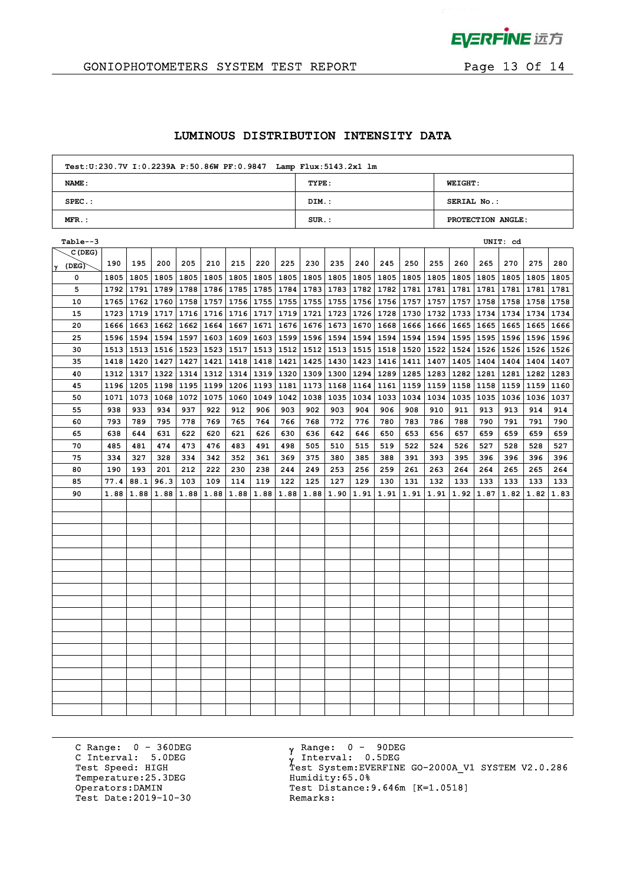## LUMINOUS DISTRIBUTION INTENSITY DATA

| Test:U:230.7V I:0.2239A P:50.86W PF:0.9847 Lamp Flux:5143.2x1 lm | | |
|---|---|---|
| NAME: | TYPE: | WEIGHT: |
| SPEC.: | DIM.: | SERIAL No.: |
| MFR.: | SUR.: | PROTECTION ANGLE: |

Table--3 UNIT: cd

| γ (DEG) \ C (DEG) | 190 | 195 | 200 | 205 | 210 | 215 | 220 | 225 | 230 | 235 | 240 | 245 | 250 | 255 | 260 | 265 | 270 | 275 | 280 |
|---|---|---|---|---|---|---|---|---|---|---|---|---|---|---|---|---|---|---|---|
| 0 | 1805 | 1805 | 1805 | 1805 | 1805 | 1805 | 1805 | 1805 | 1805 | 1805 | 1805 | 1805 | 1805 | 1805 | 1805 | 1805 | 1805 | 1805 | 1805 |
| 5 | 1792 | 1791 | 1789 | 1788 | 1786 | 1785 | 1785 | 1784 | 1783 | 1783 | 1782 | 1782 | 1781 | 1781 | 1781 | 1781 | 1781 | 1781 | 1781 |
| 10 | 1765 | 1762 | 1760 | 1758 | 1757 | 1756 | 1755 | 1755 | 1755 | 1755 | 1756 | 1756 | 1757 | 1757 | 1757 | 1758 | 1758 | 1758 | 1758 |
| 15 | 1723 | 1719 | 1717 | 1716 | 1716 | 1716 | 1717 | 1719 | 1721 | 1723 | 1726 | 1728 | 1730 | 1732 | 1733 | 1734 | 1734 | 1734 | 1734 |
| 20 | 1666 | 1663 | 1662 | 1662 | 1664 | 1667 | 1671 | 1676 | 1676 | 1673 | 1670 | 1668 | 1666 | 1666 | 1665 | 1665 | 1665 | 1665 | 1666 |
| 25 | 1596 | 1594 | 1594 | 1597 | 1603 | 1609 | 1603 | 1599 | 1596 | 1594 | 1594 | 1594 | 1594 | 1594 | 1595 | 1595 | 1596 | 1596 | 1596 |
| 30 | 1513 | 1513 | 1516 | 1523 | 1523 | 1517 | 1513 | 1512 | 1512 | 1513 | 1515 | 1518 | 1520 | 1522 | 1524 | 1526 | 1526 | 1526 | 1526 |
| 35 | 1418 | 1420 | 1427 | 1427 | 1421 | 1418 | 1418 | 1421 | 1425 | 1430 | 1423 | 1416 | 1411 | 1407 | 1405 | 1404 | 1404 | 1404 | 1407 |
| 40 | 1312 | 1317 | 1322 | 1314 | 1312 | 1314 | 1319 | 1320 | 1309 | 1300 | 1294 | 1289 | 1285 | 1283 | 1282 | 1281 | 1281 | 1282 | 1283 |
| 45 | 1196 | 1205 | 1198 | 1195 | 1199 | 1206 | 1193 | 1181 | 1173 | 1168 | 1164 | 1161 | 1159 | 1159 | 1158 | 1158 | 1159 | 1159 | 1160 |
| 50 | 1071 | 1073 | 1068 | 1072 | 1075 | 1060 | 1049 | 1042 | 1038 | 1035 | 1034 | 1033 | 1034 | 1034 | 1035 | 1035 | 1036 | 1036 | 1037 |
| 55 | 938 | 933 | 934 | 937 | 922 | 912 | 906 | 903 | 902 | 903 | 904 | 906 | 908 | 910 | 911 | 913 | 913 | 914 | 914 |
| 60 | 793 | 789 | 795 | 778 | 769 | 765 | 764 | 766 | 768 | 772 | 776 | 780 | 783 | 786 | 788 | 790 | 791 | 791 | 790 |
| 65 | 638 | 644 | 631 | 622 | 620 | 621 | 626 | 630 | 636 | 642 | 646 | 650 | 653 | 656 | 657 | 659 | 659 | 659 | 659 |
| 70 | 485 | 481 | 474 | 473 | 476 | 483 | 491 | 498 | 505 | 510 | 515 | 519 | 522 | 524 | 526 | 527 | 528 | 528 | 527 |
| 75 | 334 | 327 | 328 | 334 | 342 | 352 | 361 | 369 | 375 | 380 | 385 | 388 | 391 | 393 | 395 | 396 | 396 | 396 | 396 |
| 80 | 190 | 193 | 201 | 212 | 222 | 230 | 238 | 244 | 249 | 253 | 256 | 259 | 261 | 263 | 264 | 264 | 265 | 265 | 264 |
| 85 | 77.4 | 88.1 | 96.3 | 103 | 109 | 114 | 119 | 122 | 125 | 127 | 129 | 130 | 131 | 132 | 133 | 133 | 133 | 133 | 133 |
| 90 | 1.88 | 1.88 | 1.88 | 1.88 | 1.88 | 1.88 | 1.88 | 1.88 | 1.88 | 1.90 | 1.91 | 1.91 | 1.91 | 1.91 | 1.92 | 1.87 | 1.82 | 1.82 | 1.83 |

C Range: 0 - 360DEG
C Interval: 5.0DEG
Test Speed: HIGH
Temperature:25.3DEG
Operators:DAMIN
Test Date:2019-10-30

γ Range: 0 - 90DEG
γ Interval: 0.5DEG
Test System:EVERFINE GO-2000A_V1 SYSTEM V2.0.286
Humidity:65.0%
Test Distance:9.646m [K=1.0518]
Remarks: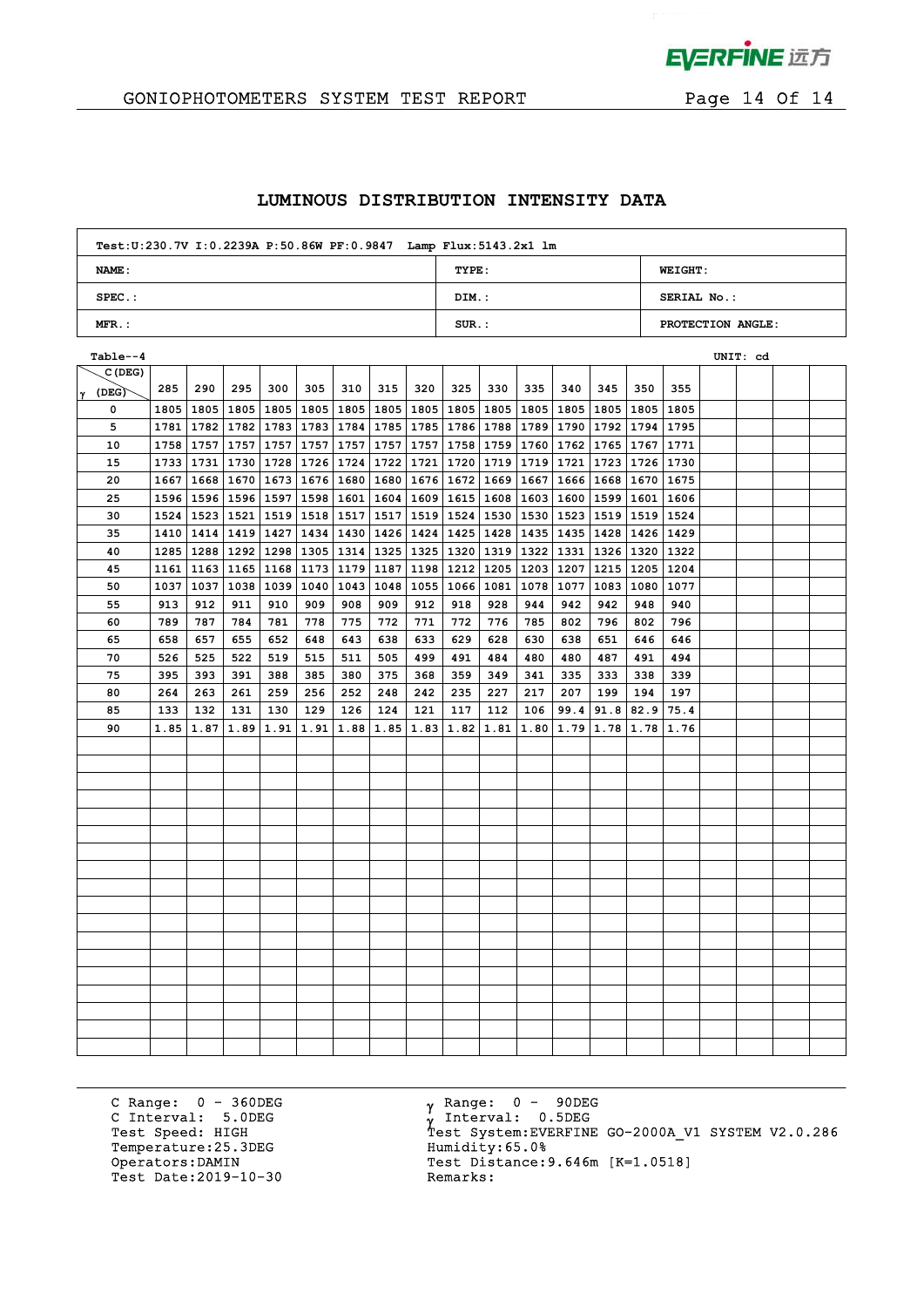## LUMINOUS DISTRIBUTION INTENSITY DATA

| Test:U:230.7V I:0.2239A P:50.86W PF:0.9847 Lamp Flux:5143.2x1 lm | | |
|---|---|---|
| NAME: | TYPE: | WEIGHT: |
| SPEC.: | DIM.: | SERIAL No.: |
| MFR.: | SUR.: | PROTECTION ANGLE: |

Table--4 UNIT: cd

| γ (DEG) \ C (DEG) | 285 | 290 | 295 | 300 | 305 | 310 | 315 | 320 | 325 | 330 | 335 | 340 | 345 | 350 | 355 |
|---|---|---|---|---|---|---|---|---|---|---|---|---|---|---|---|
| 0 | 1805 | 1805 | 1805 | 1805 | 1805 | 1805 | 1805 | 1805 | 1805 | 1805 | 1805 | 1805 | 1805 | 1805 | 1805 |
| 5 | 1781 | 1782 | 1782 | 1783 | 1783 | 1784 | 1785 | 1785 | 1786 | 1788 | 1789 | 1790 | 1792 | 1794 | 1795 |
| 10 | 1758 | 1757 | 1757 | 1757 | 1757 | 1757 | 1757 | 1757 | 1758 | 1759 | 1760 | 1762 | 1765 | 1767 | 1771 |
| 15 | 1733 | 1731 | 1730 | 1728 | 1726 | 1724 | 1722 | 1721 | 1720 | 1719 | 1719 | 1721 | 1723 | 1726 | 1730 |
| 20 | 1667 | 1668 | 1670 | 1673 | 1676 | 1680 | 1680 | 1676 | 1672 | 1669 | 1667 | 1666 | 1668 | 1670 | 1675 |
| 25 | 1596 | 1596 | 1596 | 1597 | 1598 | 1601 | 1604 | 1609 | 1615 | 1608 | 1603 | 1600 | 1599 | 1601 | 1606 |
| 30 | 1524 | 1523 | 1521 | 1519 | 1518 | 1517 | 1517 | 1519 | 1524 | 1530 | 1530 | 1523 | 1519 | 1519 | 1524 |
| 35 | 1410 | 1414 | 1419 | 1427 | 1434 | 1430 | 1426 | 1424 | 1425 | 1428 | 1435 | 1435 | 1428 | 1426 | 1429 |
| 40 | 1285 | 1288 | 1292 | 1298 | 1305 | 1314 | 1325 | 1325 | 1320 | 1319 | 1322 | 1331 | 1326 | 1320 | 1322 |
| 45 | 1161 | 1163 | 1165 | 1168 | 1173 | 1179 | 1187 | 1198 | 1212 | 1205 | 1203 | 1207 | 1215 | 1205 | 1204 |
| 50 | 1037 | 1037 | 1038 | 1039 | 1040 | 1043 | 1048 | 1055 | 1066 | 1081 | 1078 | 1077 | 1083 | 1080 | 1077 |
| 55 | 913 | 912 | 911 | 910 | 909 | 908 | 909 | 912 | 918 | 928 | 944 | 942 | 942 | 948 | 940 |
| 60 | 789 | 787 | 784 | 781 | 778 | 775 | 772 | 771 | 772 | 776 | 785 | 802 | 796 | 802 | 796 |
| 65 | 658 | 657 | 655 | 652 | 648 | 643 | 638 | 633 | 629 | 628 | 630 | 638 | 651 | 646 | 646 |
| 70 | 526 | 525 | 522 | 519 | 515 | 511 | 505 | 499 | 491 | 484 | 480 | 480 | 487 | 491 | 494 |
| 75 | 395 | 393 | 391 | 388 | 385 | 380 | 375 | 368 | 359 | 349 | 341 | 335 | 333 | 338 | 339 |
| 80 | 264 | 263 | 261 | 259 | 256 | 252 | 248 | 242 | 235 | 227 | 217 | 207 | 199 | 194 | 197 |
| 85 | 133 | 132 | 131 | 130 | 129 | 126 | 124 | 121 | 117 | 112 | 106 | 99.4 | 91.8 | 82.9 | 75.4 |
| 90 | 1.85 | 1.87 | 1.89 | 1.91 | 1.91 | 1.88 | 1.85 | 1.83 | 1.82 | 1.81 | 1.80 | 1.79 | 1.78 | 1.78 | 1.76 |

C Range: 0 - 360DEG
C Interval: 5.0DEG
Test Speed: HIGH
Temperature:25.3DEG
Operators:DAMIN
Test Date:2019-10-30

γ Range: 0 - 90DEG
γ Interval: 0.5DEG
Test System:EVERFINE GO-2000A_V1 SYSTEM V2.0.286
Humidity:65.0%
Test Distance:9.646m [K=1.0518]
Remarks: